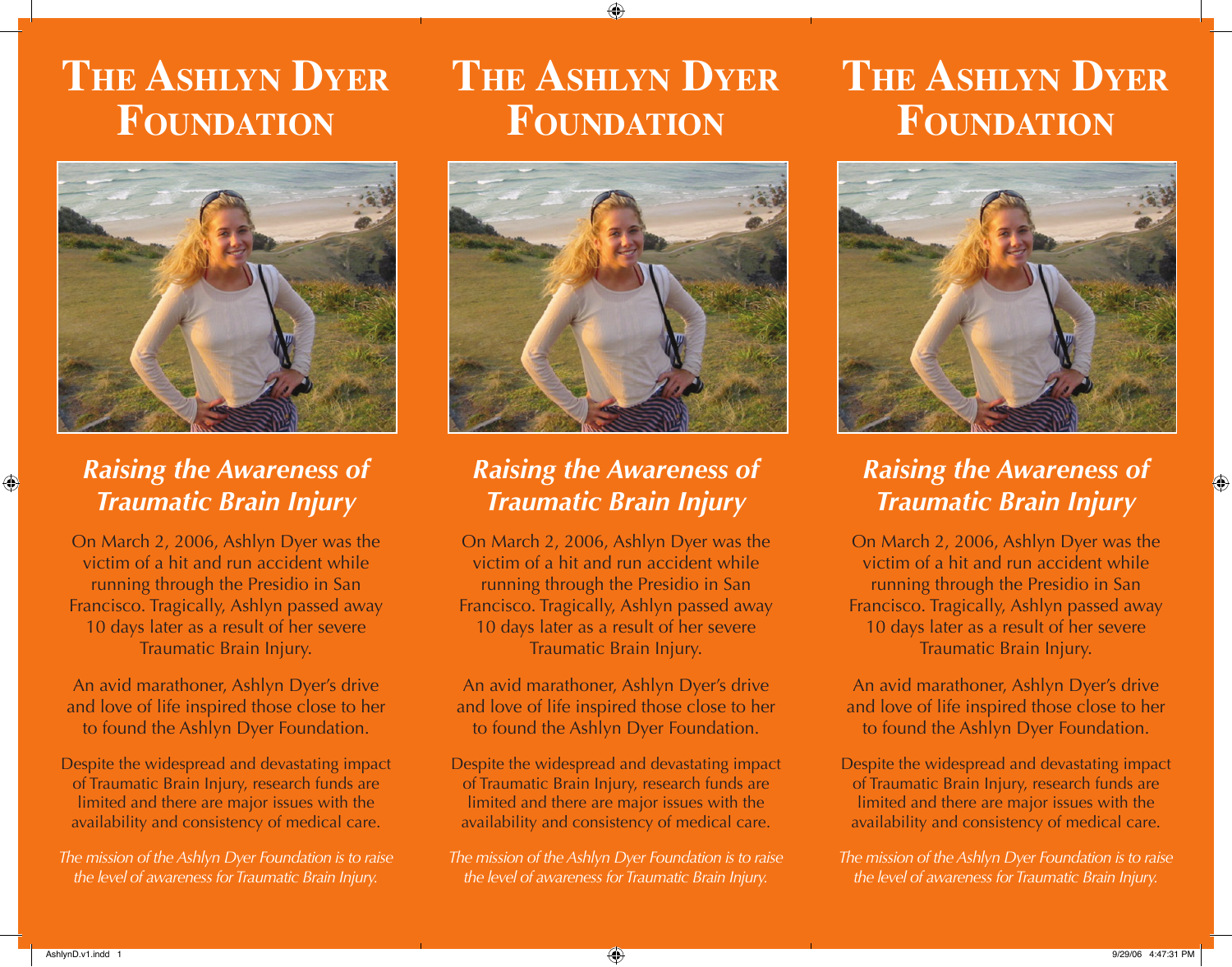# The Ashlyn Dyer Foundation

## *Raising the Awareness of Traumatic Brain Injury*

On March 2, 2006, Ashlyn Dyer was the victim of a hit and run accident while running through the Presidio in San Francisco. Tragically, Ashlyn passed away 10 days later as a result of her severe Traumatic Brain Injury.

An avid marathoner, Ashlyn Dyer's drive and love of life inspired those close to her to found the Ashlyn Dyer Foundation.

Despite the widespread and devastating impact of Traumatic Brain Injury, research funds are limited and there are major issues with the availability and consistency of medical care.

*The mission of the Ashlyn Dyer Foundation is to raise the level of awareness for Traumatic Brain Injury.*

# The Ashlyn Dyer Foundation

## *Raising the Awareness of Traumatic Brain Injury*

On March 2, 2006, Ashlyn Dyer was the victim of a hit and run accident while running through the Presidio in San Francisco. Tragically, Ashlyn passed away 10 days later as a result of her severe Traumatic Brain Injury.

An avid marathoner, Ashlyn Dyer's drive and love of life inspired those close to her to found the Ashlyn Dyer Foundation.

Despite the widespread and devastating impact of Traumatic Brain Injury, research funds are limited and there are major issues with the availability and consistency of medical care.

*The mission of the Ashlyn Dyer Foundation is to raise the level of awareness for Traumatic Brain Injury.*

# The Ashlyn Dyer Foundation

## *Raising the Awareness of Traumatic Brain Injury*

On March 2, 2006, Ashlyn Dyer was the victim of a hit and run accident while running through the Presidio in San Francisco. Tragically, Ashlyn passed away 10 days later as a result of her severe Traumatic Brain Injury.

An avid marathoner, Ashlyn Dyer's drive and love of life inspired those close to her to found the Ashlyn Dyer Foundation.

Despite the widespread and devastating impact of Traumatic Brain Injury, research funds are limited and there are major issues with the availability and consistency of medical care.

*The mission of the Ashlyn Dyer Foundation is to raise the level of awareness for Traumatic Brain Injury.*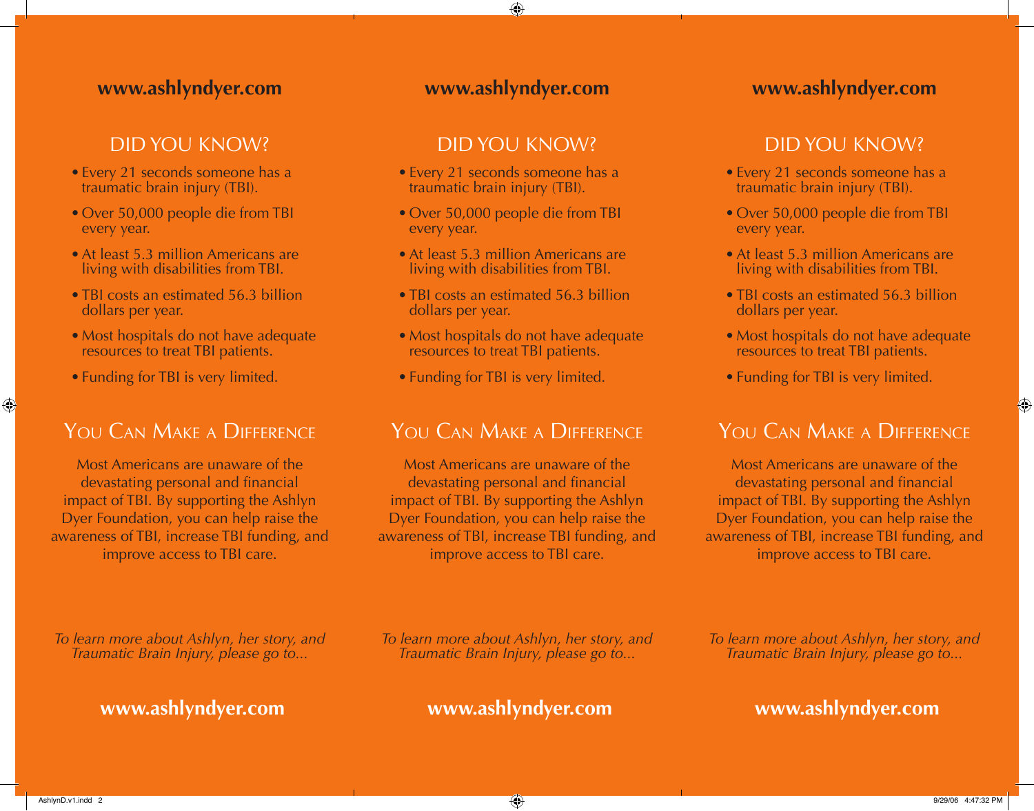**www.ashlyndyer.com**

## DID YOU KNOW?

- Every 21 seconds someone has a traumatic brain injury (TBI).
- Over 50,000 people die from TBI every year.
- At least 5.3 million Americans are living with disabilities from TBI.
- TBI costs an estimated 56.3 billion dollars per year.
- Most hospitals do not have adequate resources to treat TBI patients.
- Funding for TBI is very limited.

## YOU CAN MAKE A DIFFERENCE

Most Americans are unaware of the devastating personal and financial impact of TBI. By supporting the Ashlyn Dyer Foundation, you can help raise the awareness of TBI, increase TBI funding, and improve access to TBI care.

*To learn more about Ashlyn, her story, and Traumatic Brain Injury, please go to...*

**www.ashlyndyer.com**

**www.ashlyndyer.com**

## DID YOU KNOW?

- Every 21 seconds someone has a traumatic brain injury (TBI).
- Over 50,000 people die from TBI every year.
- At least 5.3 million Americans are living with disabilities from TBI.
- TBI costs an estimated 56.3 billion dollars per year.
- Most hospitals do not have adequate resources to treat TBI patients.
- Funding for TBI is very limited.

## YOU CAN MAKE A DIFFERENCE

Most Americans are unaware of the devastating personal and financial impact of TBI. By supporting the Ashlyn Dyer Foundation, you can help raise the awareness of TBI, increase TBI funding, and improve access to TBI care.

*To learn more about Ashlyn, her story, and Traumatic Brain Injury, please go to...*

**www.ashlyndyer.com**

**www.ashlyndyer.com**

## DID YOU KNOW?

- Every 21 seconds someone has a traumatic brain injury (TBI).
- Over 50,000 people die from TBI every year.
- At least 5.3 million Americans are living with disabilities from TBI.
- TBI costs an estimated 56.3 billion dollars per year.
- Most hospitals do not have adequate resources to treat TBI patients.
- Funding for TBI is very limited.

## YOU CAN MAKE A DIFFERENCE

Most Americans are unaware of the devastating personal and financial impact of TBI. By supporting the Ashlyn Dyer Foundation, you can help raise the awareness of TBI, increase TBI funding, and improve access to TBI care.

*To learn more about Ashlyn, her story, and Traumatic Brain Injury, please go to...*

**www.ashlyndyer.com**